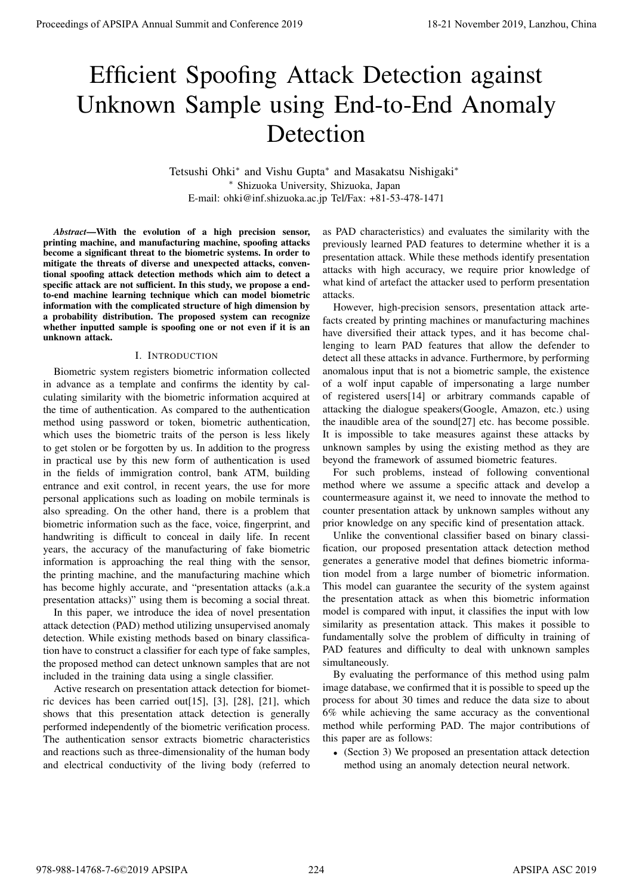# Efficient Spoofing Attack Detection against Unknown Sample using End-to-End Anomaly Detection

Tetsushi Ohki* and Vishu Gupta* and Masakatsu Nishigaki*

* Shizuoka University, Shizuoka, Japan

E-mail: ohki@inf.shizuoka.ac.jp Tel/Fax: +81-53-478-1471

***Abstract*—With the evolution of a high precision sensor, printing machine, and manufacturing machine, spoofing attacks become a significant threat to the biometric systems. In order to mitigate the threats of diverse and unexpected attacks, conventional spoofing attack detection methods which aim to detect a specific attack are not sufficient. In this study, we propose a end-to-end machine learning technique which can model biometric information with the complicated structure of high dimension by a probability distribution. The proposed system can recognize whether inputted sample is spoofing one or not even if it is an unknown attack.**

## I. Introduction

Biometric system registers biometric information collected in advance as a template and confirms the identity by calculating similarity with the biometric information acquired at the time of authentication. As compared to the authentication method using password or token, biometric authentication, which uses the biometric traits of the person is less likely to get stolen or be forgotten by us. In addition to the progress in practical use by this new form of authentication is used in the fields of immigration control, bank ATM, building entrance and exit control, in recent years, the use for more personal applications such as loading on mobile terminals is also spreading. On the other hand, there is a problem that biometric information such as the face, voice, fingerprint, and handwriting is difficult to conceal in daily life. In recent years, the accuracy of the manufacturing of fake biometric information is approaching the real thing with the sensor, the printing machine, and the manufacturing machine which has become highly accurate, and "presentation attacks (a.k.a presentation attacks)" using them is becoming a social threat.

In this paper, we introduce the idea of novel presentation attack detection (PAD) method utilizing unsupervised anomaly detection. While existing methods based on binary classification have to construct a classifier for each type of fake samples, the proposed method can detect unknown samples that are not included in the training data using a single classifier.

Active research on presentation attack detection for biometric devices has been carried out[15], [3], [28], [21], which shows that this presentation attack detection is generally performed independently of the biometric verification process. The authentication sensor extracts biometric characteristics and reactions such as three-dimensionality of the human body and electrical conductivity of the living body (referred to as PAD characteristics) and evaluates the similarity with the previously learned PAD features to determine whether it is a presentation attack. While these methods identify presentation attacks with high accuracy, we require prior knowledge of what kind of artefact the attacker used to perform presentation attacks.

However, high-precision sensors, presentation attack artefacts created by printing machines or manufacturing machines have diversified their attack types, and it has become challenging to learn PAD features that allow the defender to detect all these attacks in advance. Furthermore, by performing anomalous input that is not a biometric sample, the existence of a wolf input capable of impersonating a large number of registered users[14] or arbitrary commands capable of attacking the dialogue speakers(Google, Amazon, etc.) using the inaudible area of the sound[27] etc. has become possible. It is impossible to take measures against these attacks by unknown samples by using the existing method as they are beyond the framework of assumed biometric features.

For such problems, instead of following conventional method where we assume a specific attack and develop a countermeasure against it, we need to innovate the method to counter presentation attack by unknown samples without any prior knowledge on any specific kind of presentation attack.

Unlike the conventional classifier based on binary classification, our proposed presentation attack detection method generates a generative model that defines biometric information model from a large number of biometric information. This model can guarantee the security of the system against the presentation attack as when this biometric information model is compared with input, it classifies the input with low similarity as presentation attack. This makes it possible to fundamentally solve the problem of difficulty in training of PAD features and difficulty to deal with unknown samples simultaneously.

By evaluating the performance of this method using palm image database, we confirmed that it is possible to speed up the process for about 30 times and reduce the data size to about 6% while achieving the same accuracy as the conventional method while performing PAD. The major contributions of this paper are as follows:

- (Section 3) We proposed an presentation attack detection method using an anomaly detection neural network.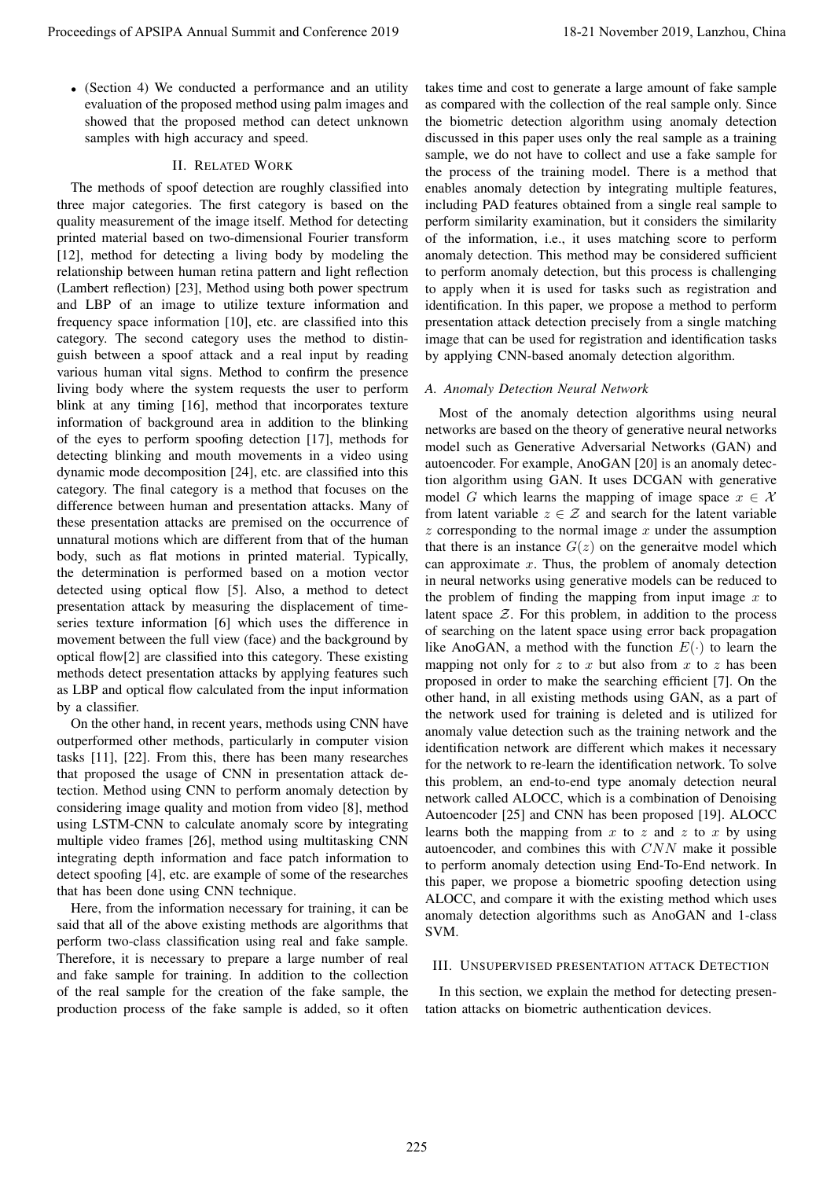- (Section 4) We conducted a performance and an utility evaluation of the proposed method using palm images and showed that the proposed method can detect unknown samples with high accuracy and speed.

## II. Related Work

The methods of spoof detection are roughly classified into three major categories. The first category is based on the quality measurement of the image itself. Method for detecting printed material based on two-dimensional Fourier transform [12], method for detecting a living body by modeling the relationship between human retina pattern and light reflection (Lambert reflection) [23], Method using both power spectrum and LBP of an image to utilize texture information and frequency space information [10], etc. are classified into this category. The second category uses the method to distinguish between a spoof attack and a real input by reading various human vital signs. Method to confirm the presence living body where the system requests the user to perform blink at any timing [16], method that incorporates texture information of background area in addition to the blinking of the eyes to perform spoofing detection [17], methods for detecting blinking and mouth movements in a video using dynamic mode decomposition [24], etc. are classified into this category. The final category is a method that focuses on the difference between human and presentation attacks. Many of these presentation attacks are premised on the occurrence of unnatural motions which are different from that of the human body, such as flat motions in printed material. Typically, the determination is performed based on a motion vector detected using optical flow [5]. Also, a method to detect presentation attack by measuring the displacement of time-series texture information [6] which uses the difference in movement between the full view (face) and the background by optical flow[2] are classified into this category. These existing methods detect presentation attacks by applying features such as LBP and optical flow calculated from the input information by a classifier.

On the other hand, in recent years, methods using CNN have outperformed other methods, particularly in computer vision tasks [11], [22]. From this, there has been many researches that proposed the usage of CNN in presentation attack detection. Method using CNN to perform anomaly detection by considering image quality and motion from video [8], method using LSTM-CNN to calculate anomaly score by integrating multiple video frames [26], method using multitasking CNN integrating depth information and face patch information to detect spoofing [4], etc. are example of some of the researches that has been done using CNN technique.

Here, from the information necessary for training, it can be said that all of the above existing methods are algorithms that perform two-class classification using real and fake sample. Therefore, it is necessary to prepare a large number of real and fake sample for training. In addition to the collection of the real sample for the creation of the fake sample, the production process of the fake sample is added, so it often takes time and cost to generate a large amount of fake sample as compared with the collection of the real sample only. Since the biometric detection algorithm using anomaly detection discussed in this paper uses only the real sample as a training sample, we do not have to collect and use a fake sample for the process of the training model. There is a method that enables anomaly detection by integrating multiple features, including PAD features obtained from a single real sample to perform similarity examination, but it considers the similarity of the information, i.e., it uses matching score to perform anomaly detection. This method may be considered sufficient to perform anomaly detection, but this process is challenging to apply when it is used for tasks such as registration and identification. In this paper, we propose a method to perform presentation attack detection precisely from a single matching image that can be used for registration and identification tasks by applying CNN-based anomaly detection algorithm.

### A. Anomaly Detection Neural Network

Most of the anomaly detection algorithms using neural networks are based on the theory of generative neural networks model such as Generative Adversarial Networks (GAN) and autoencoder. For example, AnoGAN [20] is an anomaly detection algorithm using GAN. It uses DCGAN with generative model $G$ which learns the mapping of image space $x \in \mathcal{X}$ from latent variable $z \in \mathcal{Z}$ and search for the latent variable $z$ corresponding to the normal image $x$ under the assumption that there is an instance $G(z)$ on the generaitve model which can approximate $x$. Thus, the problem of anomaly detection in neural networks using generative models can be reduced to the problem of finding the mapping from input image $x$ to latent space $\mathcal{Z}$. For this problem, in addition to the process of searching on the latent space using error back propagation like AnoGAN, a method with the function $E(\cdot)$ to learn the mapping not only for $z$ to $x$ but also from $x$ to $z$ has been proposed in order to make the searching efficient [7]. On the other hand, in all existing methods using GAN, as a part of the network used for training is deleted and is utilized for anomaly value detection such as the training network and the identification network are different which makes it necessary for the network to re-learn the identification network. To solve this problem, an end-to-end type anomaly detection neural network called ALOCC, which is a combination of Denoising Autoencoder [25] and CNN has been proposed [19]. ALOCC learns both the mapping from $x$ to $z$ and $z$ to $x$ by using autoencoder, and combines this with $CNN$ make it possible to perform anomaly detection using End-To-End network. In this paper, we propose a biometric spoofing detection using ALOCC, and compare it with the existing method which uses anomaly detection algorithms such as AnoGAN and 1-class SVM.

## III. Unsupervised presentation attack Detection

In this section, we explain the method for detecting presentation attacks on biometric authentication devices.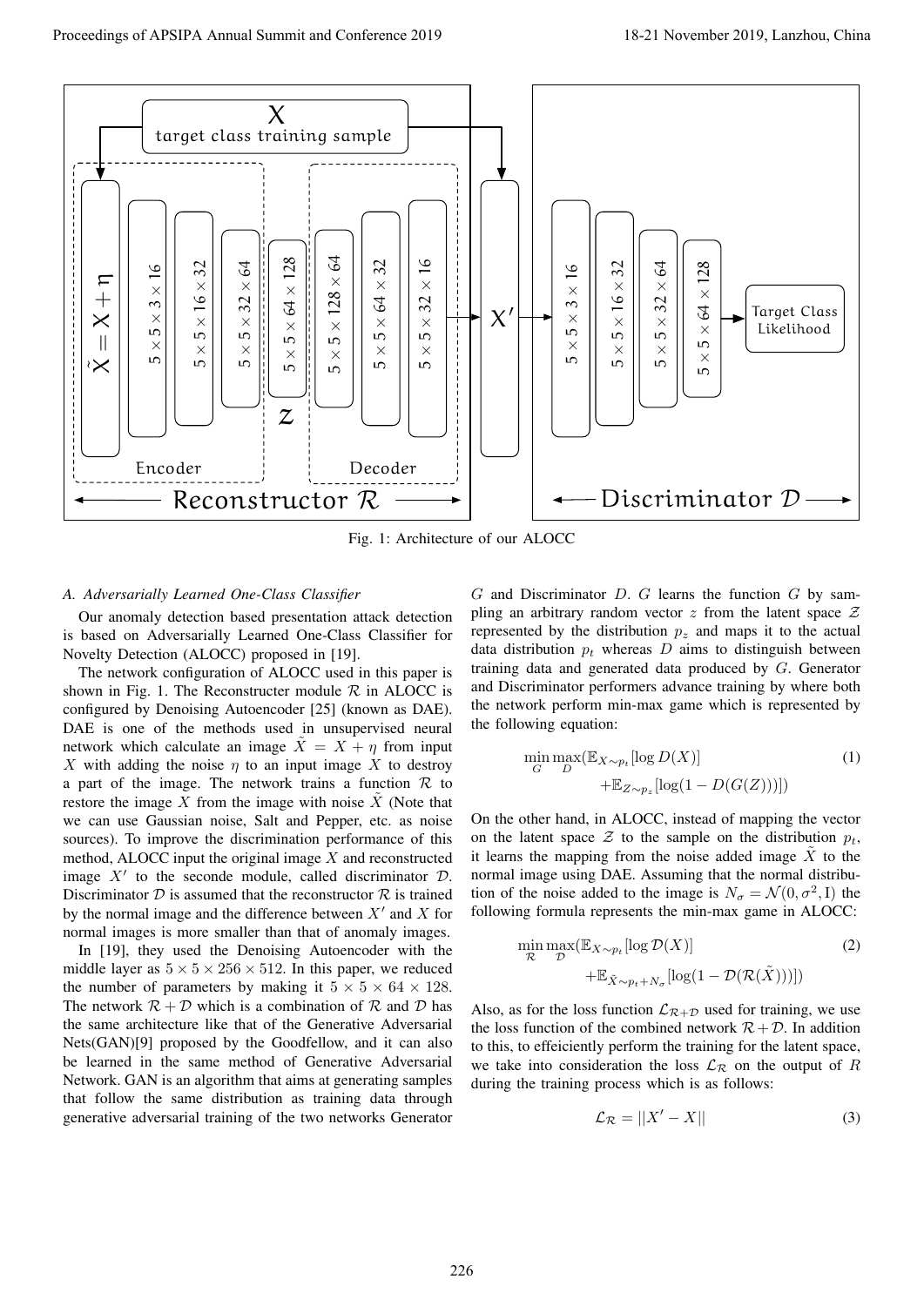Fig. 1: Architecture of our ALOCC

### A. Adversarially Learned One-Class Classifier

Our anomaly detection based presentation attack detection is based on Adversarially Learned One-Class Classifier for Novelty Detection (ALOCC) proposed in [19].

The network configuration of ALOCC used in this paper is shown in Fig. 1. The Reconstructer module $\mathcal{R}$ in ALOCC is configured by Denoising Autoencoder [25] (known as DAE). DAE is one of the methods used in unsupervised neural network which calculate an image $\tilde{X} = X + \eta$ from input $X$ with adding the noise $\eta$ to an input image $X$ to destroy a part of the image. The network trains a function $\mathcal{R}$ to restore the image $X$ from the image with noise $\tilde{X}$ (Note that we can use Gaussian noise, Salt and Pepper, etc. as noise sources). To improve the discrimination performance of this method, ALOCC input the original image $X$ and reconstructed image $X'$ to the seconde module, called discriminator $\mathcal{D}$. Discriminator $\mathcal{D}$ is assumed that the reconstructor $\mathcal{R}$ is trained by the normal image and the difference between $X'$ and $X$ for normal images is more smaller than that of anomaly images.

In [19], they used the Denoising Autoencoder with the middle layer as $5 \times 5 \times 256 \times 512$. In this paper, we reduced the number of parameters by making it $5 \times 5 \times 64 \times 128$. The network $\mathcal{R} + \mathcal{D}$ which is a combination of $\mathcal{R}$ and $\mathcal{D}$ has the same architecture like that of the Generative Adversarial Nets(GAN)[9] proposed by the Goodfellow, and it can also be learned in the same method of Generative Adversarial Network. GAN is an algorithm that aims at generating samples that follow the same distribution as training data through generative adversarial training of the two networks Generator $G$ and Discriminator $D$. $G$ learns the function $G$ by sampling an arbitrary random vector $z$ from the latent space $\mathcal{Z}$ represented by the distribution $p_z$ and maps it to the actual data distribution $p_t$ whereas $D$ aims to distinguish between training data and generated data produced by $G$. Generator and Discriminator performers advance training by where both the network perform min-max game which is represented by the following equation:

$$\min_{G} \max_{D} (\mathbb{E}_{X \sim p_t}[\log D(X)] + \mathbb{E}_{Z \sim p_z}[\log(1 - D(G(Z)))]) \tag{1}$$

On the other hand, in ALOCC, instead of mapping the vector on the latent space $\mathcal{Z}$ to the sample on the distribution $p_t$, it learns the mapping from the noise added image $\tilde{X}$ to the normal image using DAE. Assuming that the normal distribution of the noise added to the image is $N_\sigma = \mathcal{N}(0, \sigma^2, \mathrm{I})$ the following formula represents the min-max game in ALOCC:

$$\min_{\mathcal{R}} \max_{\mathcal{D}} (\mathbb{E}_{X \sim p_t}[\log \mathcal{D}(X)] + \mathbb{E}_{\tilde{X} \sim p_t + N_\sigma}[\log(1 - \mathcal{D}(\mathcal{R}(\tilde{X})))]) \tag{2}$$

Also, as for the loss function $\mathcal{L}_{\mathcal{R}+\mathcal{D}}$ used for training, we use the loss function of the combined network $\mathcal{R} + \mathcal{D}$. In addition to this, to effeiciently perform the training for the latent space, we take into consideration the loss $\mathcal{L}_{\mathcal{R}}$ on the output of $R$ during the training process which is as follows:

$$\mathcal{L}_{\mathcal{R}} = ||X' - X|| \tag{3}$$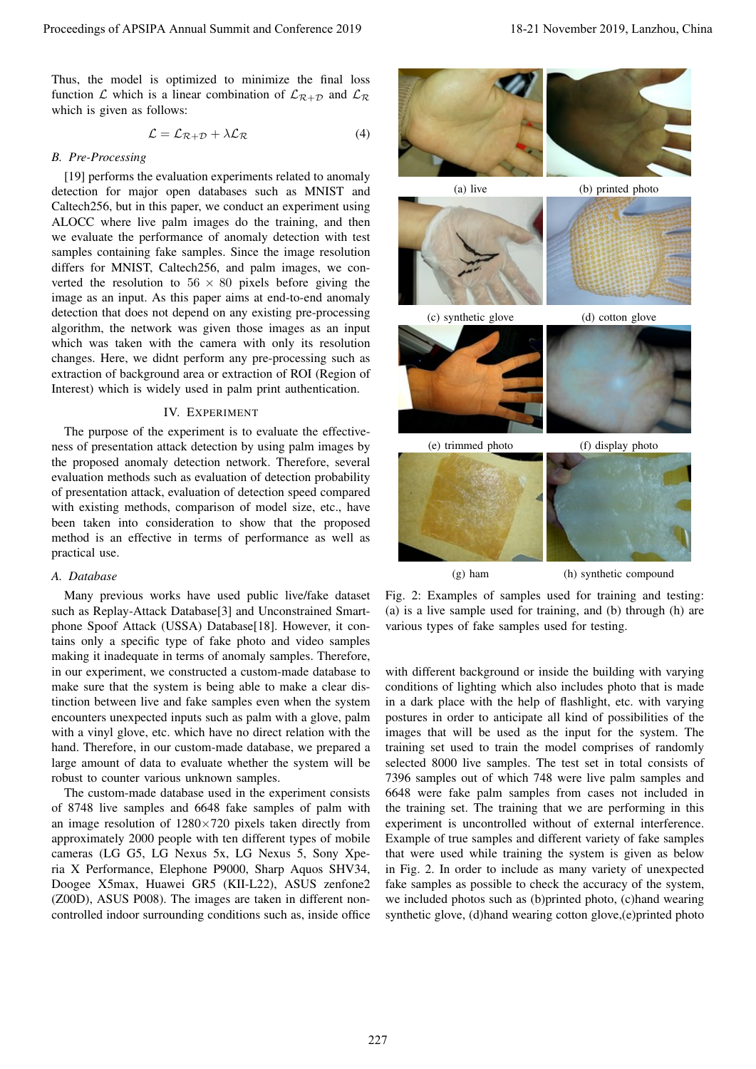Thus, the model is optimized to minimize the final loss function $\mathcal{L}$ which is a linear combination of $\mathcal{L}_{\mathcal{R}+\mathcal{D}}$ and $\mathcal{L}_{\mathcal{R}}$ which is given as follows:

$$\mathcal{L} = \mathcal{L}_{\mathcal{R}+\mathcal{D}} + \lambda \mathcal{L}_{\mathcal{R}} \tag{4}$$

### B. Pre-Processing

[19] performs the evaluation experiments related to anomaly detection for major open databases such as MNIST and Caltech256, but in this paper, we conduct an experiment using ALOCC where live palm images do the training, and then we evaluate the performance of anomaly detection with test samples containing fake samples. Since the image resolution differs for MNIST, Caltech256, and palm images, we converted the resolution to $56 \times 80$ pixels before giving the image as an input. As this paper aims at end-to-end anomaly detection that does not depend on any existing pre-processing algorithm, the network was given those images as an input which was taken with the camera with only its resolution changes. Here, we didnt perform any pre-processing such as extraction of background area or extraction of ROI (Region of Interest) which is widely used in palm print authentication.

## IV. Experiment

The purpose of the experiment is to evaluate the effectiveness of presentation attack detection by using palm images by the proposed anomaly detection network. Therefore, several evaluation methods such as evaluation of detection probability of presentation attack, evaluation of detection speed compared with existing methods, comparison of model size, etc., have been taken into consideration to show that the proposed method is an effective in terms of performance as well as practical use.

### A. Database

Many previous works have used public live/fake dataset such as Replay-Attack Database[3] and Unconstrained Smartphone Spoof Attack (USSA) Database[18]. However, it contains only a specific type of fake photo and video samples making it inadequate in terms of anomaly samples. Therefore, in our experiment, we constructed a custom-made database to make sure that the system is being able to make a clear distinction between live and fake samples even when the system encounters unexpected inputs such as palm with a glove, palm with a vinyl glove, etc. which have no direct relation with the hand. Therefore, in our custom-made database, we prepared a large amount of data to evaluate whether the system will be robust to counter various unknown samples.

The custom-made database used in the experiment consists of 8748 live samples and 6648 fake samples of palm with an image resolution of $1280\times720$ pixels taken directly from approximately 2000 people with ten different types of mobile cameras (LG G5, LG Nexus 5x, LG Nexus 5, Sony Xperia X Performance, Elephone P9000, Sharp Aquos SHV34, Doogee X5max, Huawei GR5 (KII-L22), ASUS zenfone2 (Z00D), ASUS P008). The images are taken in different non-controlled indoor surrounding conditions such as, inside office with different background or inside the building with varying conditions of lighting which also includes photo that is made in a dark place with the help of flashlight, etc. with varying postures in order to anticipate all kind of possibilities of the images that will be used as the input for the system. The training set used to train the model comprises of randomly selected 8000 live samples. The test set in total consists of 7396 samples out of which 748 were live palm samples and 6648 were fake palm samples from cases not included in the training set. The training that we are performing in this experiment is uncontrolled without of external interference. Example of true samples and different variety of fake samples that were used while training the system is given as below in Fig. 2. In order to include as many variety of unexpected fake samples as possible to check the accuracy of the system, we included photos such as (b)printed photo, (c)hand wearing synthetic glove, (d)hand wearing cotton glove,(e)printed photo

(a) live (b) printed photo (c) synthetic glove (d) cotton glove (e) trimmed photo (f) display photo (g) ham (h) synthetic compound

Fig. 2: Examples of samples used for training and testing: (a) is a live sample used for training, and (b) through (h) are various types of fake samples used for testing.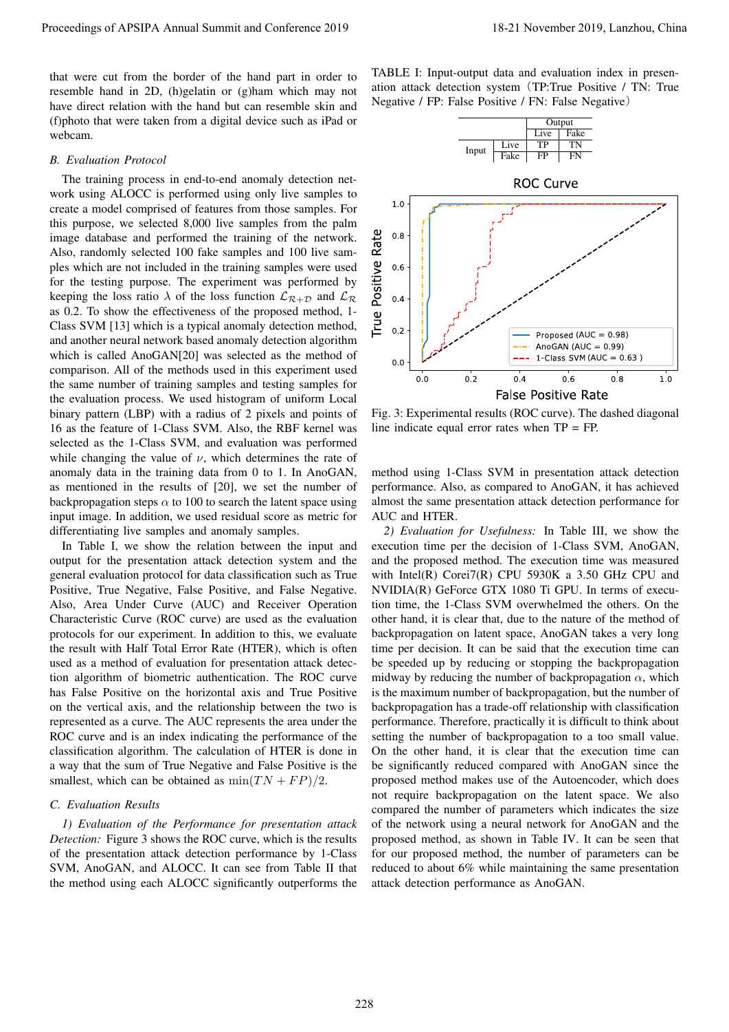that were cut from the border of the hand part in order to resemble hand in 2D, (h)gelatin or (g)ham which may not have direct relation with the hand but can resemble skin and (f)photo that were taken from a digital device such as iPad or webcam.

### B. Evaluation Protocol

The training process in end-to-end anomaly detection network using ALOCC is performed using only live samples to create a model comprised of features from those samples. For this purpose, we selected 8,000 live samples from the palm image database and performed the training of the network. Also, randomly selected 100 fake samples and 100 live samples which are not included in the training samples were used for the testing purpose. The experiment was performed by keeping the loss ratio $\lambda$ of the loss function $\mathcal{L}_{\mathcal{R}+\mathcal{D}}$ and $\mathcal{L}_{\mathcal{R}}$ as 0.2. To show the effectiveness of the proposed method, 1-Class SVM [13] which is a typical anomaly detection method, and another neural network based anomaly detection algorithm which is called AnoGAN[20] was selected as the method of comparison. All of the methods used in this experiment used the same number of training samples and testing samples for the evaluation process. We used histogram of uniform Local binary pattern (LBP) with a radius of 2 pixels and points of 16 as the feature of 1-Class SVM. Also, the RBF kernel was selected as the 1-Class SVM, and evaluation was performed while changing the value of $\nu$, which determines the rate of anomaly data in the training data from 0 to 1. In AnoGAN, as mentioned in the results of [20], we set the number of backpropagation steps $\alpha$ to 100 to search the latent space using input image. In addition, we used residual score as metric for differentiating live samples and anomaly samples.

In Table I, we show the relation between the input and output for the presentation attack detection system and the general evaluation protocol for data classification such as True Positive, True Negative, False Positive, and False Negative. Also, Area Under Curve (AUC) and Receiver Operation Characteristic Curve (ROC curve) are used as the evaluation protocols for our experiment. In addition to this, we evaluate the result with Half Total Error Rate (HTER), which is often used as a method of evaluation for presentation attack detection algorithm of biometric authentication. The ROC curve has False Positive on the horizontal axis and True Positive on the vertical axis, and the relationship between the two is represented as a curve. The AUC represents the area under the ROC curve and is an index indicating the performance of the classification algorithm. The calculation of HTER is done in a way that the sum of True Negative and False Positive is the smallest, which can be obtained as $\min(TN + FP)/2$.

### C. Evaluation Results

*1) Evaluation of the Performance for presentation attack Detection:* Figure 3 shows the ROC curve, which is the results of the presentation attack detection performance by 1-Class SVM, AnoGAN, and ALOCC. It can see from Table II that the method using each ALOCC significantly outperforms the method using 1-Class SVM in presentation attack detection performance. Also, as compared to AnoGAN, it has achieved almost the same presentation attack detection performance for AUC and HTER.

*2) Evaluation for Usefulness:* In Table III, we show the execution time per the decision of 1-Class SVM, AnoGAN, and the proposed method. The execution time was measured with Intel(R) Corei7(R) CPU 5930K a 3.50 GHz CPU and NVIDIA(R) GeForce GTX 1080 Ti GPU. In terms of execution time, the 1-Class SVM overwhelmed the others. On the other hand, it is clear that, due to the nature of the method of backpropagation on latent space, AnoGAN takes a very long time per decision. It can be said that the execution time can be speeded up by reducing or stopping the backpropagation midway by reducing the number of backpropagation $\alpha$, which is the maximum number of backpropagation, but the number of backpropagation has a trade-off relationship with classification performance. Therefore, practically it is difficult to think about setting the number of backpropagation to a too small value. On the other hand, it is clear that the execution time can be significantly reduced compared with AnoGAN since the proposed method makes use of the Autoencoder, which does not require backpropagation on the latent space. We also compared the number of parameters which indicates the size of the network using a neural network for AnoGAN and the proposed method, as shown in Table IV. It can be seen that for our proposed method, the number of parameters can be reduced to about 6% while maintaining the same presentation attack detection performance as AnoGAN.

TABLE I: Input-output data and evaluation index in presenation attack detection system（TP:True Positive / TN: True Negative / FP: False Positive / FN: False Negative）

| | | Output | |
|---|---|---|---|
| | | Live | Fake |
| Input | Live | TP | TN |
| | Fake | FP | FN |

Fig. 3: Experimental results (ROC curve). The dashed diagonal line indicate equal error rates when TP = FP.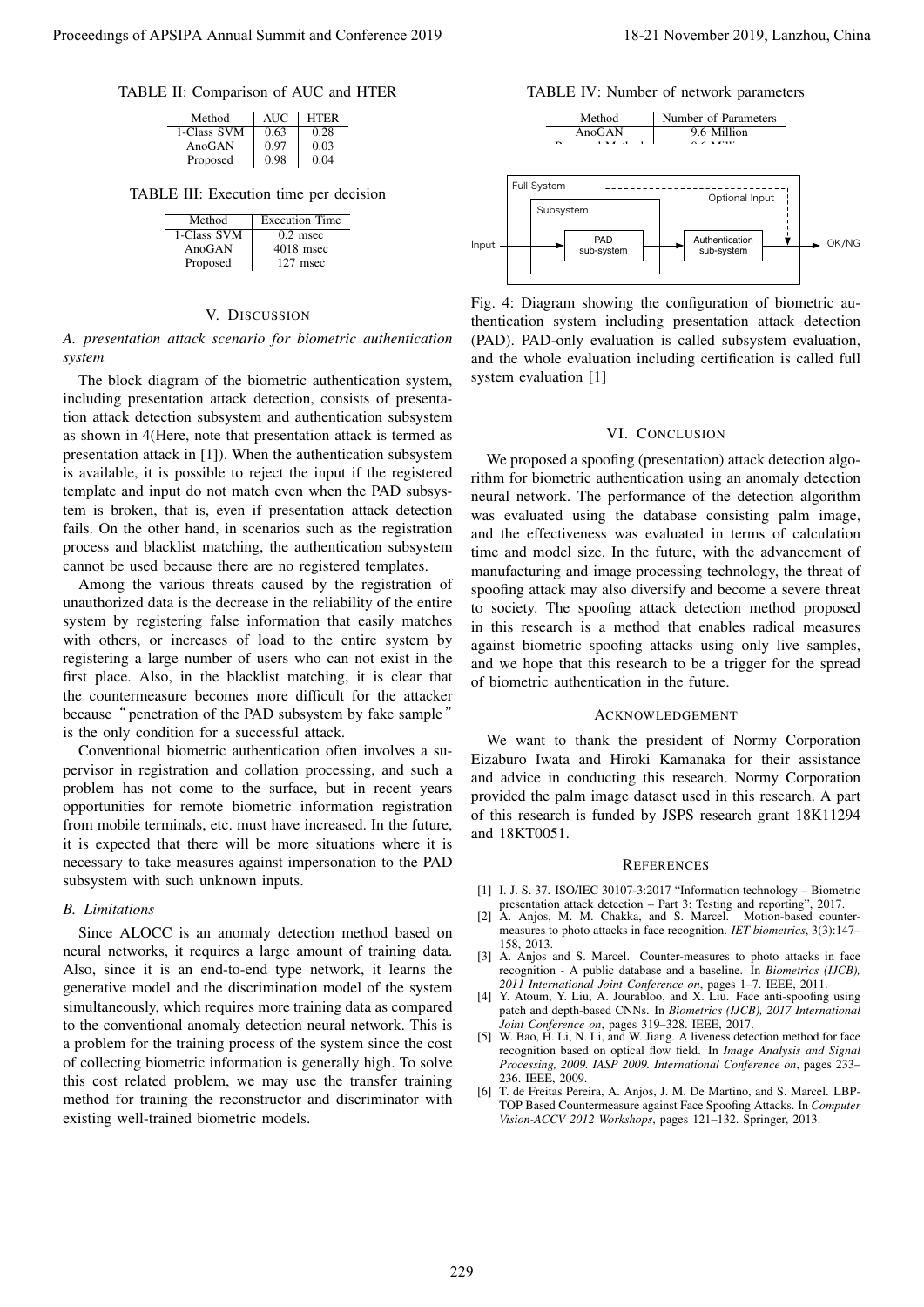TABLE II: Comparison of AUC and HTER

| Method | AUC | HTER |
| --- | --- | --- |
| 1-Class SVM | 0.63 | 0.28 |
| AnoGAN | 0.97 | 0.03 |
| Proposed | 0.98 | 0.04 |

TABLE III: Execution time per decision

| Method | Execution Time |
| --- | --- |
| 1-Class SVM | 0.2 msec |
| AnoGAN | 4018 msec |
| Proposed | 127 msec |

## V. Discussion

### A. presentation attack scenario for biometric authentication system

The block diagram of the biometric authentication system, including presentation attack detection, consists of presentation attack detection subsystem and authentication subsystem as shown in 4(Here, note that presentation attack is termed as presentation attack in [1]). When the authentication subsystem is available, it is possible to reject the input if the registered template and input do not match even when the PAD subsystem is broken, that is, even if presentation attack detection fails. On the other hand, in scenarios such as the registration process and blacklist matching, the authentication subsystem cannot be used because there are no registered templates.

Among the various threats caused by the registration of unauthorized data is the decrease in the reliability of the entire system by registering false information that easily matches with others, or increases of load to the entire system by registering a large number of users who can not exist in the first place. Also, in the blacklist matching, it is clear that the countermeasure becomes more difficult for the attacker because "penetration of the PAD subsystem by fake sample" is the only condition for a successful attack.

Conventional biometric authentication often involves a supervisor in registration and collation processing, and such a problem has not come to the surface, but in recent years opportunities for remote biometric information registration from mobile terminals, etc. must have increased. In the future, it is expected that there will be more situations where it is necessary to take measures against impersonation to the PAD subsystem with such unknown inputs.

### B. Limitations

Since ALOCC is an anomaly detection method based on neural networks, it requires a large amount of training data. Also, since it is an end-to-end type network, it learns the generative model and the discrimination model of the system simultaneously, which requires more training data as compared to the conventional anomaly detection neural network. This is a problem for the training process of the system since the cost of collecting biometric information is generally high. To solve this cost related problem, we may use the transfer training method for training the reconstructor and discriminator with existing well-trained biometric models.

TABLE IV: Number of network parameters

| Method | Number of Parameters |
| --- | --- |
| AnoGAN | 9.6 Million |
| Proposed Method | 0.6 Million |

Full System
Subsystem
Optional Input
Input
PAD sub-system
Authentication sub-system
OK/NG

Fig. 4: Diagram showing the configuration of biometric authentication system including presentation attack detection (PAD). PAD-only evaluation is called subsystem evaluation, and the whole evaluation including certification is called full system evaluation [1]

## VI. Conclusion

We proposed a spoofing (presentation) attack detection algorithm for biometric authentication using an anomaly detection neural network. The performance of the detection algorithm was evaluated using the database consisting palm image, and the effectiveness was evaluated in terms of calculation time and model size. In the future, with the advancement of manufacturing and image processing technology, the threat of spoofing attack may also diversify and become a severe threat to society. The spoofing attack detection method proposed in this research is a method that enables radical measures against biometric spoofing attacks using only live samples, and we hope that this research to be a trigger for the spread of biometric authentication in the future.

## Acknowledgement

We want to thank the president of Normy Corporation Eizaburo Iwata and Hiroki Kamanaka for their assistance and advice in conducting this research. Normy Corporation provided the palm image dataset used in this research. A part of this research is funded by JSPS research grant 18K11294 and 18KT0051.

## References

[1] I. J. S. 37. ISO/IEC 30107-3:2017 "Information technology – Biometric presentation attack detection – Part 3: Testing and reporting", 2017.

[2] A. Anjos, M. M. Chakka, and S. Marcel. Motion-based countermeasures to photo attacks in face recognition. *IET biometrics*, 3(3):147–158, 2013.

[3] A. Anjos and S. Marcel. Counter-measures to photo attacks in face recognition - A public database and a baseline. In *Biometrics (IJCB), 2011 International Joint Conference on*, pages 1–7. IEEE, 2011.

[4] Y. Atoum, Y. Liu, A. Jourabloo, and X. Liu. Face anti-spoofing using patch and depth-based CNNs. In *Biometrics (IJCB), 2017 International Joint Conference on*, pages 319–328. IEEE, 2017.

[5] W. Bao, H. Li, N. Li, and W. Jiang. A liveness detection method for face recognition based on optical flow field. In *Image Analysis and Signal Processing, 2009. IASP 2009. International Conference on*, pages 233–236. IEEE, 2009.

[6] T. de Freitas Pereira, A. Anjos, J. M. De Martino, and S. Marcel. LBP-TOP Based Countermeasure against Face Spoofing Attacks. In *Computer Vision-ACCV 2012 Workshops*, pages 121–132. Springer, 2013.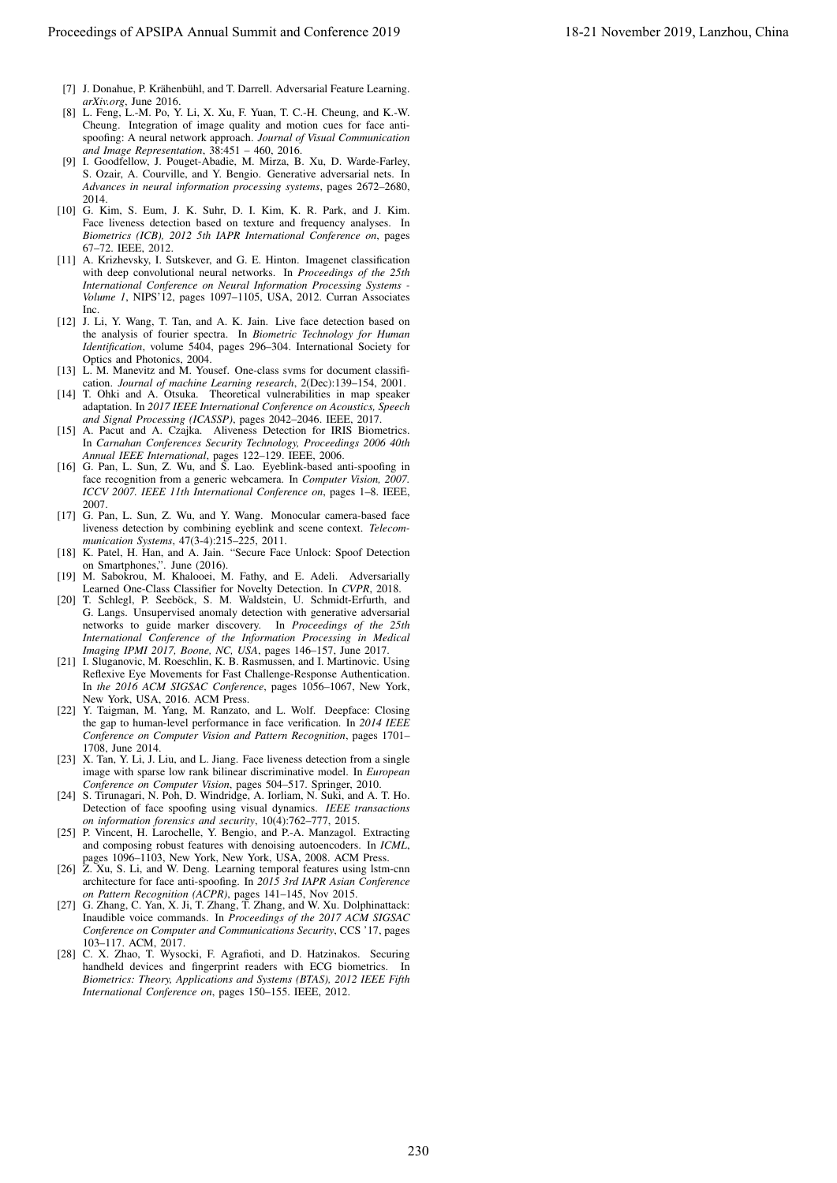[7] J. Donahue, P. Krähenbühl, and T. Darrell. Adversarial Feature Learning. *arXiv.org*, June 2016.

[8] L. Feng, L.-M. Po, Y. Li, X. Xu, F. Yuan, T. C.-H. Cheung, and K.-W. Cheung. Integration of image quality and motion cues for face anti-spoofing: A neural network approach. *Journal of Visual Communication and Image Representation*, 38:451 – 460, 2016.

[9] I. Goodfellow, J. Pouget-Abadie, M. Mirza, B. Xu, D. Warde-Farley, S. Ozair, A. Courville, and Y. Bengio. Generative adversarial nets. In *Advances in neural information processing systems*, pages 2672–2680, 2014.

[10] G. Kim, S. Eum, J. K. Suhr, D. I. Kim, K. R. Park, and J. Kim. Face liveness detection based on texture and frequency analyses. In *Biometrics (ICB), 2012 5th IAPR International Conference on*, pages 67–72. IEEE, 2012.

[11] A. Krizhevsky, I. Sutskever, and G. E. Hinton. Imagenet classification with deep convolutional neural networks. In *Proceedings of the 25th International Conference on Neural Information Processing Systems - Volume 1*, NIPS'12, pages 1097–1105, USA, 2012. Curran Associates Inc.

[12] J. Li, Y. Wang, T. Tan, and A. K. Jain. Live face detection based on the analysis of fourier spectra. In *Biometric Technology for Human Identification*, volume 5404, pages 296–304. International Society for Optics and Photonics, 2004.

[13] L. M. Manevitz and M. Yousef. One-class svms for document classification. *Journal of machine Learning research*, 2(Dec):139–154, 2001.

[14] T. Ohki and A. Otsuka. Theoretical vulnerabilities in map speaker adaptation. In *2017 IEEE International Conference on Acoustics, Speech and Signal Processing (ICASSP)*, pages 2042–2046. IEEE, 2017.

[15] A. Pacut and A. Czajka. Aliveness Detection for IRIS Biometrics. In *Carnahan Conferences Security Technology, Proceedings 2006 40th Annual IEEE International*, pages 122–129. IEEE, 2006.

[16] G. Pan, L. Sun, Z. Wu, and S. Lao. Eyeblink-based anti-spoofing in face recognition from a generic webcamera. In *Computer Vision, 2007. ICCV 2007. IEEE 11th International Conference on*, pages 1–8. IEEE, 2007.

[17] G. Pan, L. Sun, Z. Wu, and Y. Wang. Monocular camera-based face liveness detection by combining eyeblink and scene context. *Telecommunication Systems*, 47(3-4):215–225, 2011.

[18] K. Patel, H. Han, and A. Jain. "Secure Face Unlock: Spoof Detection on Smartphones,". June (2016).

[19] M. Sabokrou, M. Khalooei, M. Fathy, and E. Adeli. Adversarially Learned One-Class Classifier for Novelty Detection. In *CVPR*, 2018.

[20] T. Schlegl, P. Seeböck, S. M. Waldstein, U. Schmidt-Erfurth, and G. Langs. Unsupervised anomaly detection with generative adversarial networks to guide marker discovery. In *Proceedings of the 25th International Conference of the Information Processing in Medical Imaging IPMI 2017, Boone, NC, USA*, pages 146–157, June 2017.

[21] I. Sluganovic, M. Roeschlin, K. B. Rasmussen, and I. Martinovic. Using Reflexive Eye Movements for Fast Challenge-Response Authentication. In *the 2016 ACM SIGSAC Conference*, pages 1056–1067, New York, New York, USA, 2016. ACM Press.

[22] Y. Taigman, M. Yang, M. Ranzato, and L. Wolf. Deepface: Closing the gap to human-level performance in face verification. In *2014 IEEE Conference on Computer Vision and Pattern Recognition*, pages 1701–1708, June 2014.

[23] X. Tan, Y. Li, J. Liu, and L. Jiang. Face liveness detection from a single image with sparse low rank bilinear discriminative model. In *European Conference on Computer Vision*, pages 504–517. Springer, 2010.

[24] S. Tirunagari, N. Poh, D. Windridge, A. Iorliam, N. Suki, and A. T. Ho. Detection of face spoofing using visual dynamics. *IEEE transactions on information forensics and security*, 10(4):762–777, 2015.

[25] P. Vincent, H. Larochelle, Y. Bengio, and P.-A. Manzagol. Extracting and composing robust features with denoising autoencoders. In *ICML*, pages 1096–1103, New York, New York, USA, 2008. ACM Press.

[26] Z. Xu, S. Li, and W. Deng. Learning temporal features using lstm-cnn architecture for face anti-spoofing. In *2015 3rd IAPR Asian Conference on Pattern Recognition (ACPR)*, pages 141–145, Nov 2015.

[27] G. Zhang, C. Yan, X. Ji, T. Zhang, T. Zhang, and W. Xu. Dolphinattack: Inaudible voice commands. In *Proceedings of the 2017 ACM SIGSAC Conference on Computer and Communications Security*, CCS '17, pages 103–117. ACM, 2017.

[28] C. X. Zhao, T. Wysocki, F. Agrafioti, and D. Hatzinakos. Securing handheld devices and fingerprint readers with ECG biometrics. In *Biometrics: Theory, Applications and Systems (BTAS), 2012 IEEE Fifth International Conference on*, pages 150–155. IEEE, 2012.